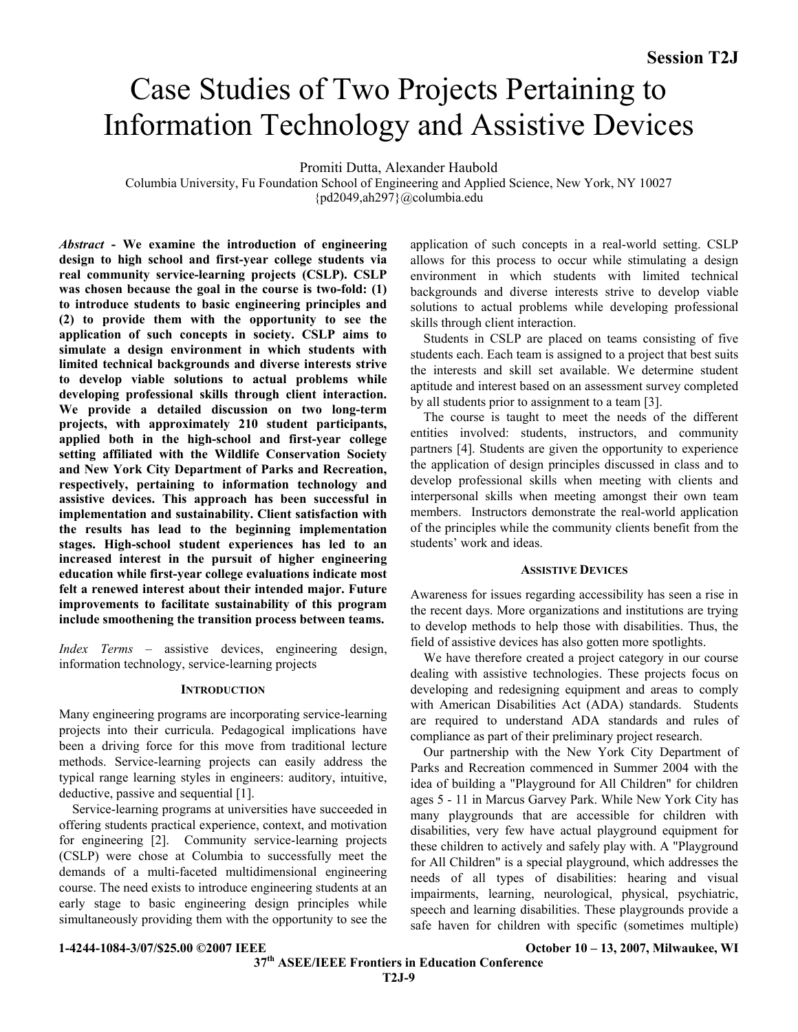# Case Studies of Two Projects Pertaining to Information Technology and Assistive Devices

Promiti Dutta, Alexander Haubold

Columbia University, Fu Foundation School of Engineering and Applied Science, New York, NY 10027

{pd2049,ah297}@columbia.edu

***Abstract*** **- We examine the introduction of engineering design to high school and first-year college students via real community service-learning projects (CSLP). CSLP was chosen because the goal in the course is two-fold: (1) to introduce students to basic engineering principles and (2) to provide them with the opportunity to see the application of such concepts in society. CSLP aims to simulate a design environment in which students with limited technical backgrounds and diverse interests strive to develop viable solutions to actual problems while developing professional skills through client interaction. We provide a detailed discussion on two long-term projects, with approximately 210 student participants, applied both in the high-school and first-year college setting affiliated with the Wildlife Conservation Society and New York City Department of Parks and Recreation, respectively, pertaining to information technology and assistive devices. This approach has been successful in implementation and sustainability. Client satisfaction with the results has lead to the beginning implementation stages. High-school student experiences has led to an increased interest in the pursuit of higher engineering education while first-year college evaluations indicate most felt a renewed interest about their intended major. Future improvements to facilitate sustainability of this program include smoothening the transition process between teams.**

*Index Terms* – assistive devices, engineering design, information technology, service-learning projects

## Introduction

Many engineering programs are incorporating service-learning projects into their curricula. Pedagogical implications have been a driving force for this move from traditional lecture methods. Service-learning projects can easily address the typical range learning styles in engineers: auditory, intuitive, deductive, passive and sequential [1].

Service-learning programs at universities have succeeded in offering students practical experience, context, and motivation for engineering [2]. Community service-learning projects (CSLP) were chose at Columbia to successfully meet the demands of a multi-faceted multidimensional engineering course. The need exists to introduce engineering students at an early stage to basic engineering design principles while simultaneously providing them with the opportunity to see the application of such concepts in a real-world setting. CSLP allows for this process to occur while stimulating a design environment in which students with limited technical backgrounds and diverse interests strive to develop viable solutions to actual problems while developing professional skills through client interaction.

Students in CSLP are placed on teams consisting of five students each. Each team is assigned to a project that best suits the interests and skill set available. We determine student aptitude and interest based on an assessment survey completed by all students prior to assignment to a team [3].

The course is taught to meet the needs of the different entities involved: students, instructors, and community partners [4]. Students are given the opportunity to experience the application of design principles discussed in class and to develop professional skills when meeting with clients and interpersonal skills when meeting amongst their own team members. Instructors demonstrate the real-world application of the principles while the community clients benefit from the students' work and ideas.

## Assistive Devices

Awareness for issues regarding accessibility has seen a rise in the recent days. More organizations and institutions are trying to develop methods to help those with disabilities. Thus, the field of assistive devices has also gotten more spotlights.

We have therefore created a project category in our course dealing with assistive technologies. These projects focus on developing and redesigning equipment and areas to comply with American Disabilities Act (ADA) standards. Students are required to understand ADA standards and rules of compliance as part of their preliminary project research.

Our partnership with the New York City Department of Parks and Recreation commenced in Summer 2004 with the idea of building a "Playground for All Children" for children ages 5 - 11 in Marcus Garvey Park. While New York City has many playgrounds that are accessible for children with disabilities, very few have actual playground equipment for these children to actively and safely play with. A "Playground for All Children" is a special playground, which addresses the needs of all types of disabilities: hearing and visual impairments, learning, neurological, physical, psychiatric, speech and learning disabilities. These playgrounds provide a safe haven for children with specific (sometimes multiple)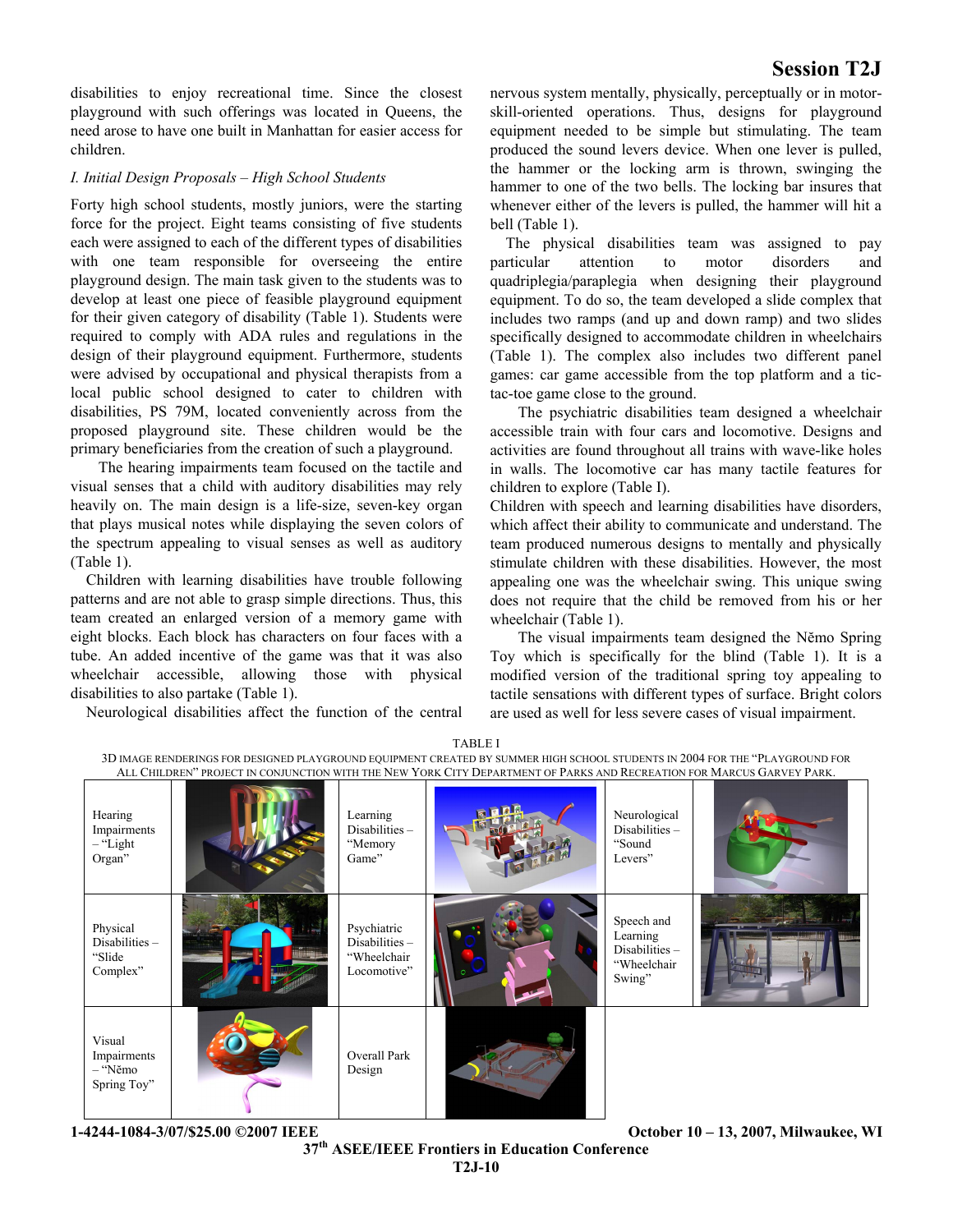disabilities to enjoy recreational time. Since the closest playground with such offerings was located in Queens, the need arose to have one built in Manhattan for easier access for children.

*I. Initial Design Proposals – High School Students*

Forty high school students, mostly juniors, were the starting force for the project. Eight teams consisting of five students each were assigned to each of the different types of disabilities with one team responsible for overseeing the entire playground design. The main task given to the students was to develop at least one piece of feasible playground equipment for their given category of disability (Table 1). Students were required to comply with ADA rules and regulations in the design of their playground equipment. Furthermore, students were advised by occupational and physical therapists from a local public school designed to cater to children with disabilities, PS 79M, located conveniently across from the proposed playground site. These children would be the primary beneficiaries from the creation of such a playground.

The hearing impairments team focused on the tactile and visual senses that a child with auditory disabilities may rely heavily on. The main design is a life-size, seven-key organ that plays musical notes while displaying the seven colors of the spectrum appealing to visual senses as well as auditory (Table 1).

Children with learning disabilities have trouble following patterns and are not able to grasp simple directions. Thus, this team created an enlarged version of a memory game with eight blocks. Each block has characters on four faces with a tube. An added incentive of the game was that it was also wheelchair accessible, allowing those with physical disabilities to also partake (Table 1).

Neurological disabilities affect the function of the central nervous system mentally, physically, perceptually or in motor-skill-oriented operations. Thus, designs for playground equipment needed to be simple but stimulating. The team produced the sound levers device. When one lever is pulled, the hammer or the locking arm is thrown, swinging the hammer to one of the two bells. The locking bar insures that whenever either of the levers is pulled, the hammer will hit a bell (Table 1).

The physical disabilities team was assigned to pay particular attention to motor disorders and quadriplegia/paraplegia when designing their playground equipment. To do so, the team developed a slide complex that includes two ramps (and up and down ramp) and two slides specifically designed to accommodate children in wheelchairs (Table 1). The complex also includes two different panel games: car game accessible from the top platform and a tic-tac-toe game close to the ground.

The psychiatric disabilities team designed a wheelchair accessible train with four cars and locomotive. Designs and activities are found throughout all trains with wave-like holes in walls. The locomotive car has many tactile features for children to explore (Table I).

Children with speech and learning disabilities have disorders, which affect their ability to communicate and understand. The team produced numerous designs to mentally and physically stimulate children with these disabilities. However, the most appealing one was the wheelchair swing. This unique swing does not require that the child be removed from his or her wheelchair (Table 1).

The visual impairments team designed the Němo Spring Toy which is specifically for the blind (Table 1). It is a modified version of the traditional spring toy appealing to tactile sensations with different types of surface. Bright colors are used as well for less severe cases of visual impairment.

TABLE I
3D IMAGE RENDERINGS FOR DESIGNED PLAYGROUND EQUIPMENT CREATED BY SUMMER HIGH SCHOOL STUDENTS IN 2004 FOR THE "PLAYGROUND FOR ALL CHILDREN" PROJECT IN CONJUNCTION WITH THE NEW YORK CITY DEPARTMENT OF PARKS AND RECREATION FOR MARCUS GARVEY PARK.

| | | | | | |
|---|---|---|---|---|---|
| Hearing Impairments – "Light Organ" | | Learning Disabilities – "Memory Game" | | Neurological Disabilities – "Sound Levers" | |
| Physical Disabilities – "Slide Complex" | | Psychiatric Disabilities – "Wheelchair Locomotive" | | Speech and Learning Disabilities – "Wheelchair Swing" | |
| Visual Impairments – "Němo Spring Toy" | | Overall Park Design | | | |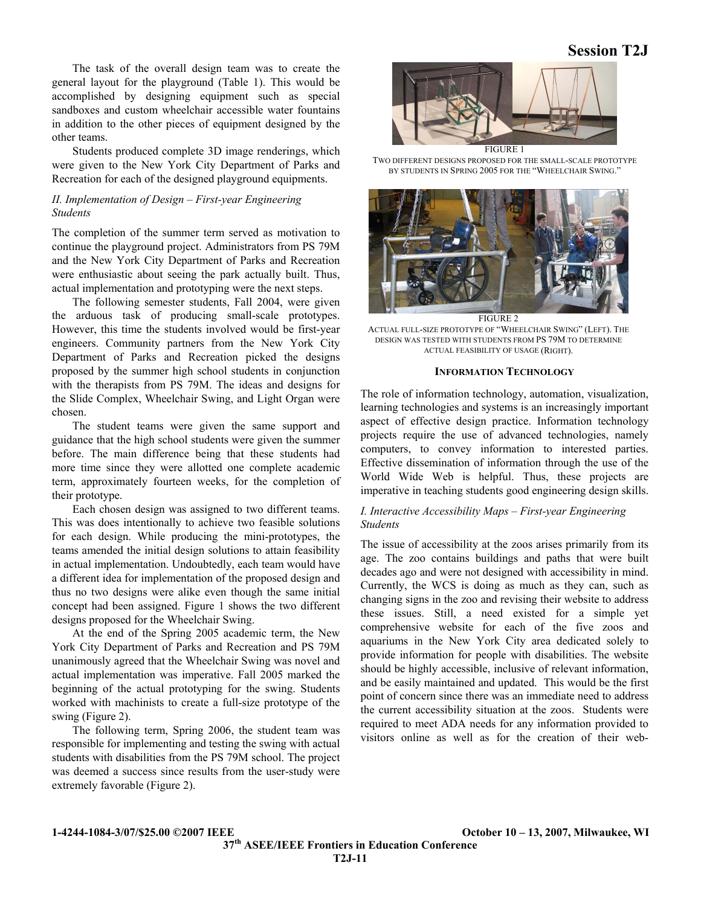The task of the overall design team was to create the general layout for the playground (Table 1). This would be accomplished by designing equipment such as special sandboxes and custom wheelchair accessible water fountains in addition to the other pieces of equipment designed by the other teams.

Students produced complete 3D image renderings, which were given to the New York City Department of Parks and Recreation for each of the designed playground equipments.

### *II. Implementation of Design – First-year Engineering Students*

The completion of the summer term served as motivation to continue the playground project. Administrators from PS 79M and the New York City Department of Parks and Recreation were enthusiastic about seeing the park actually built. Thus, actual implementation and prototyping were the next steps.

The following semester students, Fall 2004, were given the arduous task of producing small-scale prototypes. However, this time the students involved would be first-year engineers. Community partners from the New York City Department of Parks and Recreation picked the designs proposed by the summer high school students in conjunction with the therapists from PS 79M. The ideas and designs for the Slide Complex, Wheelchair Swing, and Light Organ were chosen.

The student teams were given the same support and guidance that the high school students were given the summer before. The main difference being that these students had more time since they were allotted one complete academic term, approximately fourteen weeks, for the completion of their prototype.

Each chosen design was assigned to two different teams. This was does intentionally to achieve two feasible solutions for each design. While producing the mini-prototypes, the teams amended the initial design solutions to attain feasibility in actual implementation. Undoubtedly, each team would have a different idea for implementation of the proposed design and thus no two designs were alike even though the same initial concept had been assigned. Figure 1 shows the two different designs proposed for the Wheelchair Swing.

At the end of the Spring 2005 academic term, the New York City Department of Parks and Recreation and PS 79M unanimously agreed that the Wheelchair Swing was novel and actual implementation was imperative. Fall 2005 marked the beginning of the actual prototyping for the swing. Students worked with machinists to create a full-size prototype of the swing (Figure 2).

The following term, Spring 2006, the student team was responsible for implementing and testing the swing with actual students with disabilities from the PS 79M school. The project was deemed a success since results from the user-study were extremely favorable (Figure 2).

FIGURE 1
TWO DIFFERENT DESIGNS PROPOSED FOR THE SMALL-SCALE PROTOTYPE BY STUDENTS IN SPRING 2005 FOR THE "WHEELCHAIR SWING."

FIGURE 2
ACTUAL FULL-SIZE PROTOTYPE OF "WHEELCHAIR SWING" (LEFT). THE DESIGN WAS TESTED WITH STUDENTS FROM PS 79M TO DETERMINE ACTUAL FEASIBILITY OF USAGE (RIGHT).

## INFORMATION TECHNOLOGY

The role of information technology, automation, visualization, learning technologies and systems is an increasingly important aspect of effective design practice. Information technology projects require the use of advanced technologies, namely computers, to convey information to interested parties. Effective dissemination of information through the use of the World Wide Web is helpful. Thus, these projects are imperative in teaching students good engineering design skills.

### *I. Interactive Accessibility Maps – First-year Engineering Students*

The issue of accessibility at the zoos arises primarily from its age. The zoo contains buildings and paths that were built decades ago and were not designed with accessibility in mind. Currently, the WCS is doing as much as they can, such as changing signs in the zoo and revising their website to address these issues. Still, a need existed for a simple yet comprehensive website for each of the five zoos and aquariums in the New York City area dedicated solely to provide information for people with disabilities. The website should be highly accessible, inclusive of relevant information, and be easily maintained and updated. This would be the first point of concern since there was an immediate need to address the current accessibility situation at the zoos. Students were required to meet ADA needs for any information provided to visitors online as well as for the creation of their web-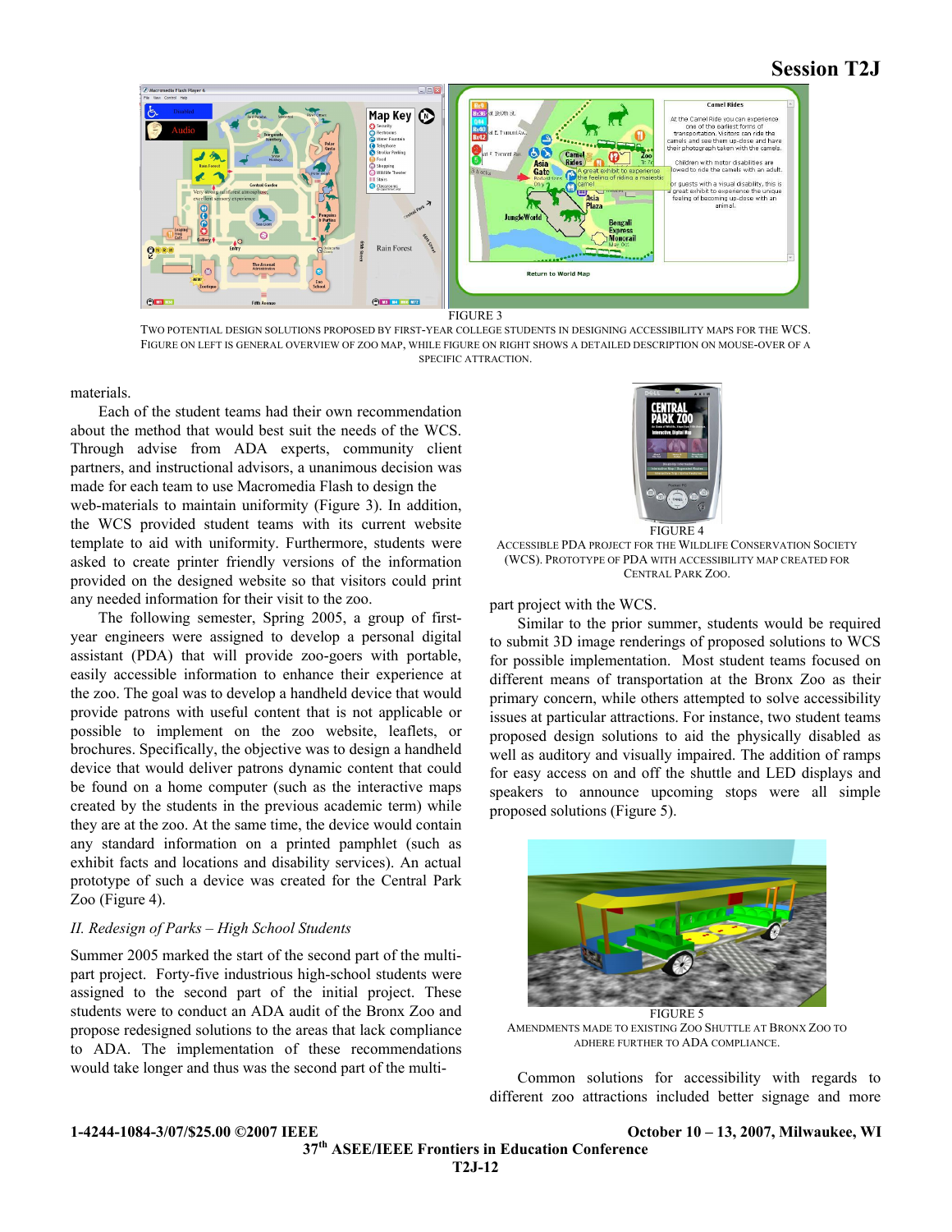FIGURE 3

TWO POTENTIAL DESIGN SOLUTIONS PROPOSED BY FIRST-YEAR COLLEGE STUDENTS IN DESIGNING ACCESSIBILITY MAPS FOR THE WCS. FIGURE ON LEFT IS GENERAL OVERVIEW OF ZOO MAP, WHILE FIGURE ON RIGHT SHOWS A DETAILED DESCRIPTION ON MOUSE-OVER OF A SPECIFIC ATTRACTION.

materials.

Each of the student teams had their own recommendation about the method that would best suit the needs of the WCS. Through advise from ADA experts, community client partners, and instructional advisors, a unanimous decision was made for each team to use Macromedia Flash to design the web-materials to maintain uniformity (Figure 3). In addition, the WCS provided student teams with its current website template to aid with uniformity. Furthermore, students were asked to create printer friendly versions of the information provided on the designed website so that visitors could print any needed information for their visit to the zoo.

The following semester, Spring 2005, a group of first-year engineers were assigned to develop a personal digital assistant (PDA) that will provide zoo-goers with portable, easily accessible information to enhance their experience at the zoo. The goal was to develop a handheld device that would provide patrons with useful content that is not applicable or possible to implement on the zoo website, leaflets, or brochures. Specifically, the objective was to design a handheld device that would deliver patrons dynamic content that could be found on a home computer (such as the interactive maps created by the students in the previous academic term) while they are at the zoo. At the same time, the device would contain any standard information on a printed pamphlet (such as exhibit facts and locations and disability services). An actual prototype of such a device was created for the Central Park Zoo (Figure 4).

*II. Redesign of Parks – High School Students*

Summer 2005 marked the start of the second part of the multi-part project. Forty-five industrious high-school students were assigned to the second part of the initial project. These students were to conduct an ADA audit of the Bronx Zoo and propose redesigned solutions to the areas that lack compliance to ADA. The implementation of these recommendations would take longer and thus was the second part of the multi-part project with the WCS.

FIGURE 4

ACCESSIBLE PDA PROJECT FOR THE WILDLIFE CONSERVATION SOCIETY (WCS). PROTOTYPE OF PDA WITH ACCESSIBILITY MAP CREATED FOR CENTRAL PARK ZOO.

Similar to the prior summer, students would be required to submit 3D image renderings of proposed solutions to WCS for possible implementation. Most student teams focused on different means of transportation at the Bronx Zoo as their primary concern, while others attempted to solve accessibility issues at particular attractions. For instance, two student teams proposed design solutions to aid the physically disabled as well as auditory and visually impaired. The addition of ramps for easy access on and off the shuttle and LED displays and speakers to announce upcoming stops were all simple proposed solutions (Figure 5).

FIGURE 5

AMENDMENTS MADE TO EXISTING ZOO SHUTTLE AT BRONX ZOO TO ADHERE FURTHER TO ADA COMPLIANCE.

Common solutions for accessibility with regards to different zoo attractions included better signage and more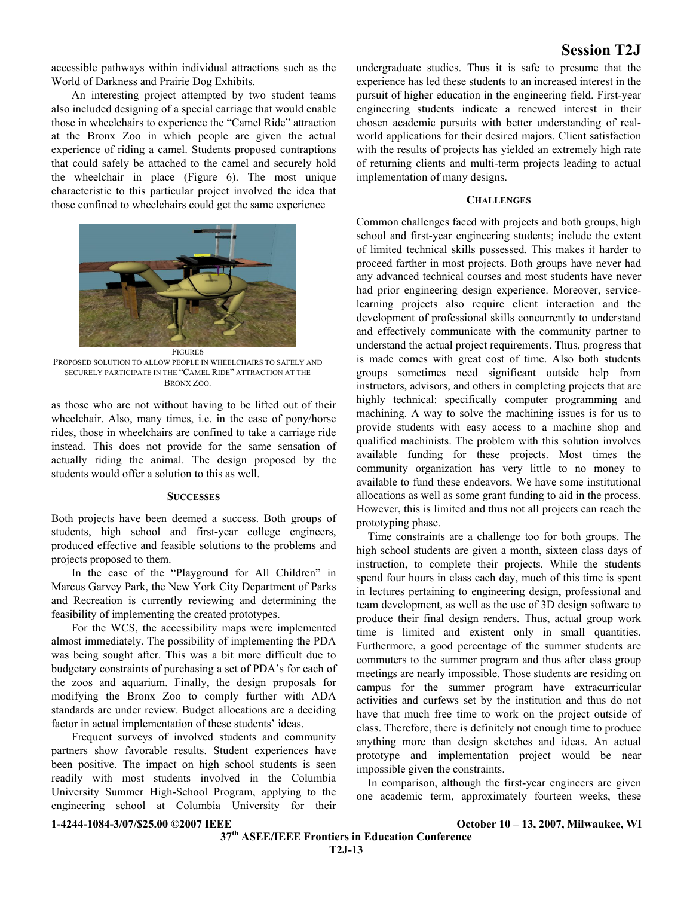accessible pathways within individual attractions such as the World of Darkness and Prairie Dog Exhibits.

An interesting project attempted by two student teams also included designing of a special carriage that would enable those in wheelchairs to experience the "Camel Ride" attraction at the Bronx Zoo in which people are given the actual experience of riding a camel. Students proposed contraptions that could safely be attached to the camel and securely hold the wheelchair in place (Figure 6). The most unique characteristic to this particular project involved the idea that those confined to wheelchairs could get the same experience as those who are not without having to be lifted out of their wheelchair. Also, many times, i.e. in the case of pony/horse rides, those in wheelchairs are confined to take a carriage ride instead. This does not provide for the same sensation of actually riding the animal. The design proposed by the students would offer a solution to this as well.

FIGURE6
PROPOSED SOLUTION TO ALLOW PEOPLE IN WHEELCHAIRS TO SAFELY AND SECURELY PARTICIPATE IN THE "CAMEL RIDE" ATTRACTION AT THE BRONX ZOO.

### SUCCESSES

Both projects have been deemed a success. Both groups of students, high school and first-year college engineers, produced effective and feasible solutions to the problems and projects proposed to them.

In the case of the "Playground for All Children" in Marcus Garvey Park, the New York City Department of Parks and Recreation is currently reviewing and determining the feasibility of implementing the created prototypes.

For the WCS, the accessibility maps were implemented almost immediately. The possibility of implementing the PDA was being sought after. This was a bit more difficult due to budgetary constraints of purchasing a set of PDA's for each of the zoos and aquarium. Finally, the design proposals for modifying the Bronx Zoo to comply further with ADA standards are under review. Budget allocations are a deciding factor in actual implementation of these students' ideas.

Frequent surveys of involved students and community partners show favorable results. Student experiences have been positive. The impact on high school students is seen readily with most students involved in the Columbia University Summer High-School Program, applying to the engineering school at Columbia University for their undergraduate studies. Thus it is safe to presume that the experience has led these students to an increased interest in the pursuit of higher education in the engineering field. First-year engineering students indicate a renewed interest in their chosen academic pursuits with better understanding of real-world applications for their desired majors. Client satisfaction with the results of projects has yielded an extremely high rate of returning clients and multi-term projects leading to actual implementation of many designs.

### CHALLENGES

Common challenges faced with projects and both groups, high school and first-year engineering students; include the extent of limited technical skills possessed. This makes it harder to proceed farther in most projects. Both groups have never had any advanced technical courses and most students have never had prior engineering design experience. Moreover, service-learning projects also require client interaction and the development of professional skills concurrently to understand and effectively communicate with the community partner to understand the actual project requirements. Thus, progress that is made comes with great cost of time. Also both students groups sometimes need significant outside help from instructors, advisors, and others in completing projects that are highly technical: specifically computer programming and machining. A way to solve the machining issues is for us to provide students with easy access to a machine shop and qualified machinists. The problem with this solution involves available funding for these projects. Most times the community organization has very little to no money to available to fund these endeavors. We have some institutional allocations as well as some grant funding to aid in the process. However, this is limited and thus not all projects can reach the prototyping phase.

Time constraints are a challenge too for both groups. The high school students are given a month, sixteen class days of instruction, to complete their projects. While the students spend four hours in class each day, much of this time is spent in lectures pertaining to engineering design, professional and team development, as well as the use of 3D design software to produce their final design renders. Thus, actual group work time is limited and existent only in small quantities. Furthermore, a good percentage of the summer students are commuters to the summer program and thus after class group meetings are nearly impossible. Those students are residing on campus for the summer program have extracurricular activities and curfews set by the institution and thus do not have that much free time to work on the project outside of class. Therefore, there is definitely not enough time to produce anything more than design sketches and ideas. An actual prototype and implementation project would be near impossible given the constraints.

In comparison, although the first-year engineers are given one academic term, approximately fourteen weeks, these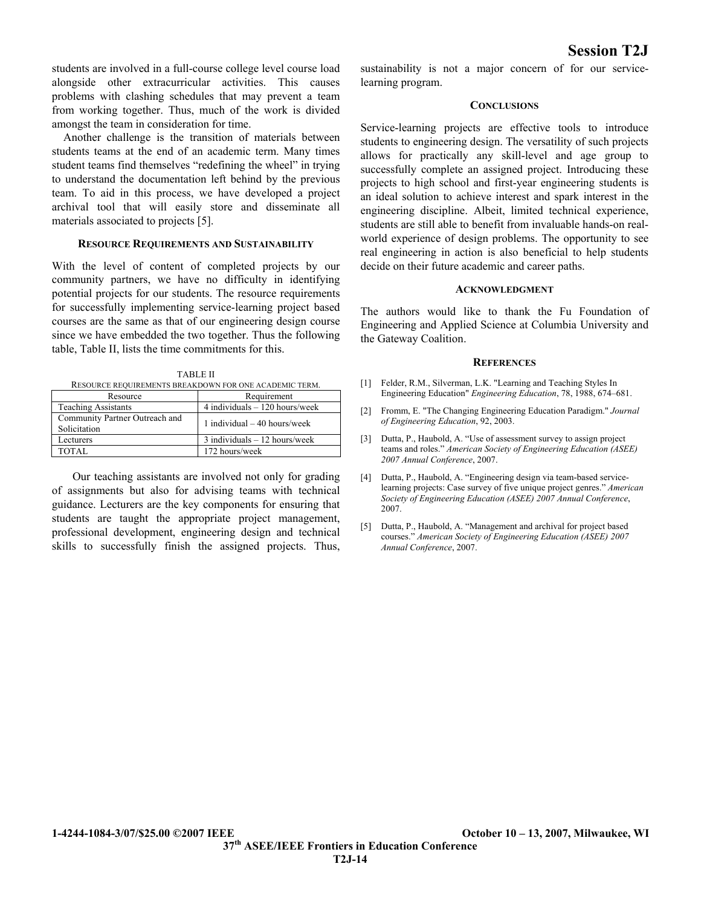students are involved in a full-course college level course load alongside other extracurricular activities. This causes problems with clashing schedules that may prevent a team from working together. Thus, much of the work is divided amongst the team in consideration for time.

Another challenge is the transition of materials between students teams at the end of an academic term. Many times student teams find themselves "redefining the wheel" in trying to understand the documentation left behind by the previous team. To aid in this process, we have developed a project archival tool that will easily store and disseminate all materials associated to projects [5].

### Resource Requirements and Sustainability

With the level of content of completed projects by our community partners, we have no difficulty in identifying potential projects for our students. The resource requirements for successfully implementing service-learning project based courses are the same as that of our engineering design course since we have embedded the two together. Thus the following table, Table II, lists the time commitments for this.

TABLE II
RESOURCE REQUIREMENTS BREAKDOWN FOR ONE ACADEMIC TERM.

| Resource | Requirement |
|---|---|
| Teaching Assistants | 4 individuals – 120 hours/week |
| Community Partner Outreach and Solicitation | 1 individual – 40 hours/week |
| Lecturers | 3 individuals – 12 hours/week |
| TOTAL | 172 hours/week |

Our teaching assistants are involved not only for grading of assignments but also for advising teams with technical guidance. Lecturers are the key components for ensuring that students are taught the appropriate project management, professional development, engineering design and technical skills to successfully finish the assigned projects. Thus, sustainability is not a major concern of for our service-learning program.

### Conclusions

Service-learning projects are effective tools to introduce students to engineering design. The versatility of such projects allows for practically any skill-level and age group to successfully complete an assigned project. Introducing these projects to high school and first-year engineering students is an ideal solution to achieve interest and spark interest in the engineering discipline. Albeit, limited technical experience, students are still able to benefit from invaluable hands-on real-world experience of design problems. The opportunity to see real engineering in action is also beneficial to help students decide on their future academic and career paths.

### Acknowledgment

The authors would like to thank the Fu Foundation of Engineering and Applied Science at Columbia University and the Gateway Coalition.

### References

[1] Felder, R.M., Silverman, L.K. "Learning and Teaching Styles In Engineering Education" *Engineering Education*, 78, 1988, 674–681.

[2] Fromm, E. "The Changing Engineering Education Paradigm." *Journal of Engineering Education*, 92, 2003.

[3] Dutta, P., Haubold, A. "Use of assessment survey to assign project teams and roles." *American Society of Engineering Education (ASEE) 2007 Annual Conference*, 2007.

[4] Dutta, P., Haubold, A. "Engineering design via team-based service-learning projects: Case survey of five unique project genres." *American Society of Engineering Education (ASEE) 2007 Annual Conference*, 2007.

[5] Dutta, P., Haubold, A. "Management and archival for project based courses." *American Society of Engineering Education (ASEE) 2007 Annual Conference*, 2007.